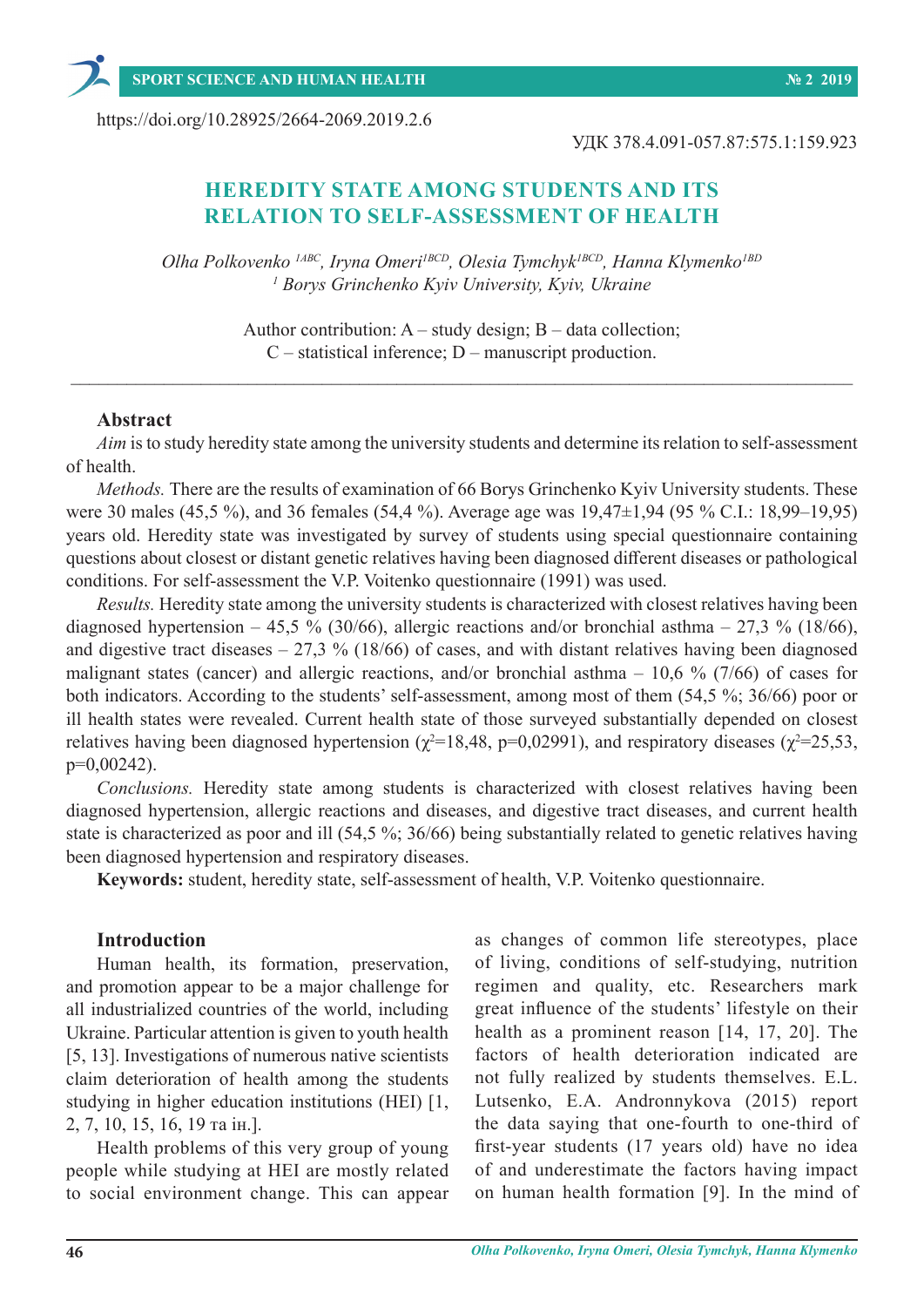https://doi.org/10.28925/2664-2069.2019.2.6

УДК 378.4.091-057.87:575.1:159.923

# HEREDITY STATE AMONG STUDENTS AND ITS RELATION TO SELF-ASSESSMENT OF HEALTH

*Olha Polkovenko [1ABC], Iryna Omeri[1BCD], Olesia Tymchyk[1BCD], Hanna Klymenko[1BD]*
*[1] Borys Grinchenko Kyiv University, Kyiv, Ukraine*

Author contribution: A – study design; B – data collection;
C – statistical inference; D – manuscript production.

---

## Abstract

*Aim* is to study heredity state among the university students and determine its relation to self-assessment of health.

*Methods.* There are the results of examination of 66 Borys Grinchenko Kyiv University students. These were 30 males (45,5 %), and 36 females (54,4 %). Average age was 19,47±1,94 (95 % C.I.: 18,99–19,95) years old. Heredity state was investigated by survey of students using special questionnaire containing questions about closest or distant genetic relatives having been diagnosed different diseases or pathological conditions. For self-assessment the V.P. Voitenko questionnaire (1991) was used.

*Results.* Heredity state among the university students is characterized with closest relatives having been diagnosed hypertension – 45,5 % (30/66), allergic reactions and/or bronchial asthma – 27,3 % (18/66), and digestive tract diseases – 27,3 % (18/66) of cases, and with distant relatives having been diagnosed malignant states (cancer) and allergic reactions, and/or bronchial asthma – 10,6 % (7/66) of cases for both indicators. According to the students' self-assessment, among most of them (54,5 %; 36/66) poor or ill health states were revealed. Current health state of those surveyed substantially depended on closest relatives having been diagnosed hypertension ($\chi^2$=18,48, p=0,02991), and respiratory diseases ($\chi^2$=25,53, p=0,00242).

*Conclusions.* Heredity state among students is characterized with closest relatives having been diagnosed hypertension, allergic reactions and diseases, and digestive tract diseases, and current health state is characterized as poor and ill (54,5 %; 36/66) being substantially related to genetic relatives having been diagnosed hypertension and respiratory diseases.

**Keywords:** student, heredity state, self-assessment of health, V.P. Voitenko questionnaire.

## Introduction

Human health, its formation, preservation, and promotion appear to be a major challenge for all industrialized countries of the world, including Ukraine. Particular attention is given to youth health [5, 13]. Investigations of numerous native scientists claim deterioration of health among the students studying in higher education institutions (HEI) [1, 2, 7, 10, 15, 16, 19 та ін.].

Health problems of this very group of young people while studying at HEI are mostly related to social environment change. This can appear as changes of common life stereotypes, place of living, conditions of self-studying, nutrition regimen and quality, etc. Researchers mark great influence of the students' lifestyle on their health as a prominent reason [14, 17, 20]. The factors of health deterioration indicated are not fully realized by students themselves. E.L. Lutsenko, E.A. Andronnykova (2015) report the data saying that one-fourth to one-third of first-year students (17 years old) have no idea of and underestimate the factors having impact on human health formation [9]. In the mind of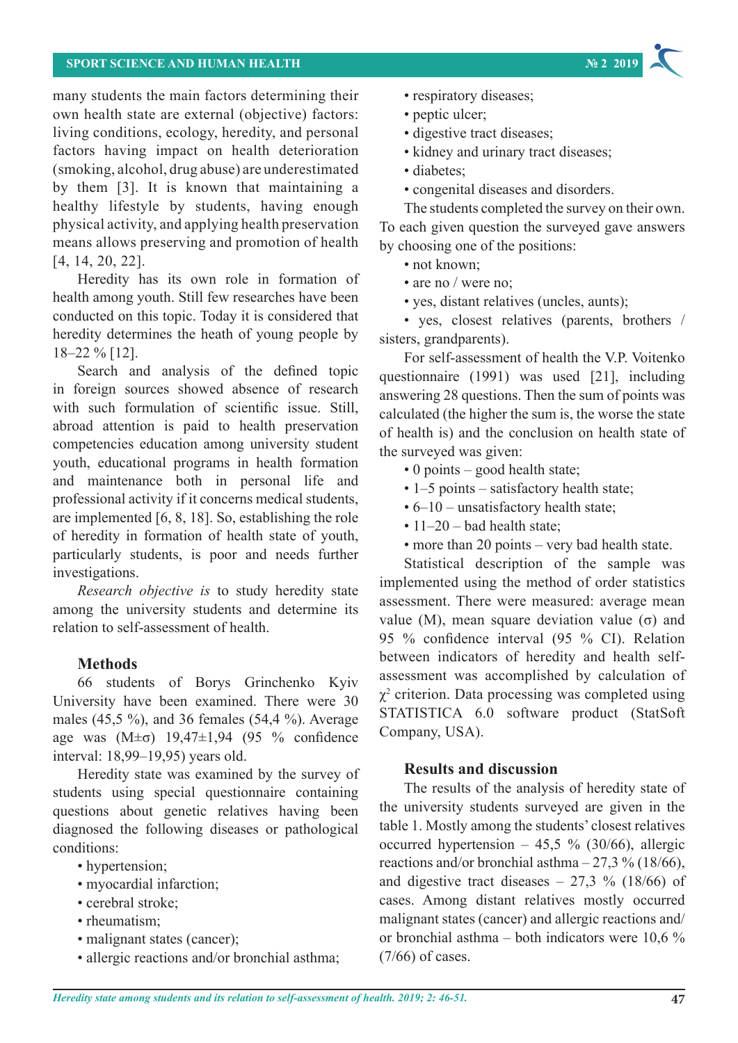many students the main factors determining their own health state are external (objective) factors: living conditions, ecology, heredity, and personal factors having impact on health deterioration (smoking, alcohol, drug abuse) are underestimated by them [3]. It is known that maintaining a healthy lifestyle by students, having enough physical activity, and applying health preservation means allows preserving and promotion of health [4, 14, 20, 22].

Heredity has its own role in formation of health among youth. Still few researches have been conducted on this topic. Today it is considered that heredity determines the heath of young people by 18–22 % [12].

Search and analysis of the defined topic in foreign sources showed absence of research with such formulation of scientific issue. Still, abroad attention is paid to health preservation competencies education among university student youth, educational programs in health formation and maintenance both in personal life and professional activity if it concerns medical students, are implemented [6, 8, 18]. So, establishing the role of heredity in formation of health state of youth, particularly students, is poor and needs further investigations.

*Research objective is* to study heredity state among the university students and determine its relation to self-assessment of health.

## Methods

66 students of Borys Grinchenko Kyiv University have been examined. There were 30 males (45,5 %), and 36 females (54,4 %). Average age was (M±σ) 19,47±1,94 (95 % confidence interval: 18,99–19,95) years old.

Heredity state was examined by the survey of students using special questionnaire containing questions about genetic relatives having been diagnosed the following diseases or pathological conditions:

- hypertension;
- myocardial infarction;
- cerebral stroke;
- rheumatism;
- malignant states (cancer);
- allergic reactions and/or bronchial asthma;
- respiratory diseases;
- peptic ulcer;
- digestive tract diseases;
- kidney and urinary tract diseases;
- diabetes;
- congenital diseases and disorders.

The students completed the survey on their own. To each given question the surveyed gave answers by choosing one of the positions:

- not known;
- are no / were no;
- yes, distant relatives (uncles, aunts);
- yes, closest relatives (parents, brothers / sisters, grandparents).

For self-assessment of health the V.P. Voitenko questionnaire (1991) was used [21], including answering 28 questions. Then the sum of points was calculated (the higher the sum is, the worse the state of health is) and the conclusion on health state of the surveyed was given:

- 0 points – good health state;
- 1–5 points – satisfactory health state;
- 6–10 – unsatisfactory health state;
- 11–20 – bad health state;
- more than 20 points – very bad health state.

Statistical description of the sample was implemented using the method of order statistics assessment. There were measured: average mean value (M), mean square deviation value (σ) and 95 % confidence interval (95 % CI). Relation between indicators of heredity and health self-assessment was accomplished by calculation of $\chi^2$ criterion. Data processing was completed using STATISTICA 6.0 software product (StatSoft Company, USA).

## Results and discussion

The results of the analysis of heredity state of the university students surveyed are given in the table 1. Mostly among the students' closest relatives occurred hypertension – 45,5 % (30/66), allergic reactions and/or bronchial asthma – 27,3 % (18/66), and digestive tract diseases – 27,3 % (18/66) of cases. Among distant relatives mostly occurred malignant states (cancer) and allergic reactions and/or bronchial asthma – both indicators were 10,6 % (7/66) of cases.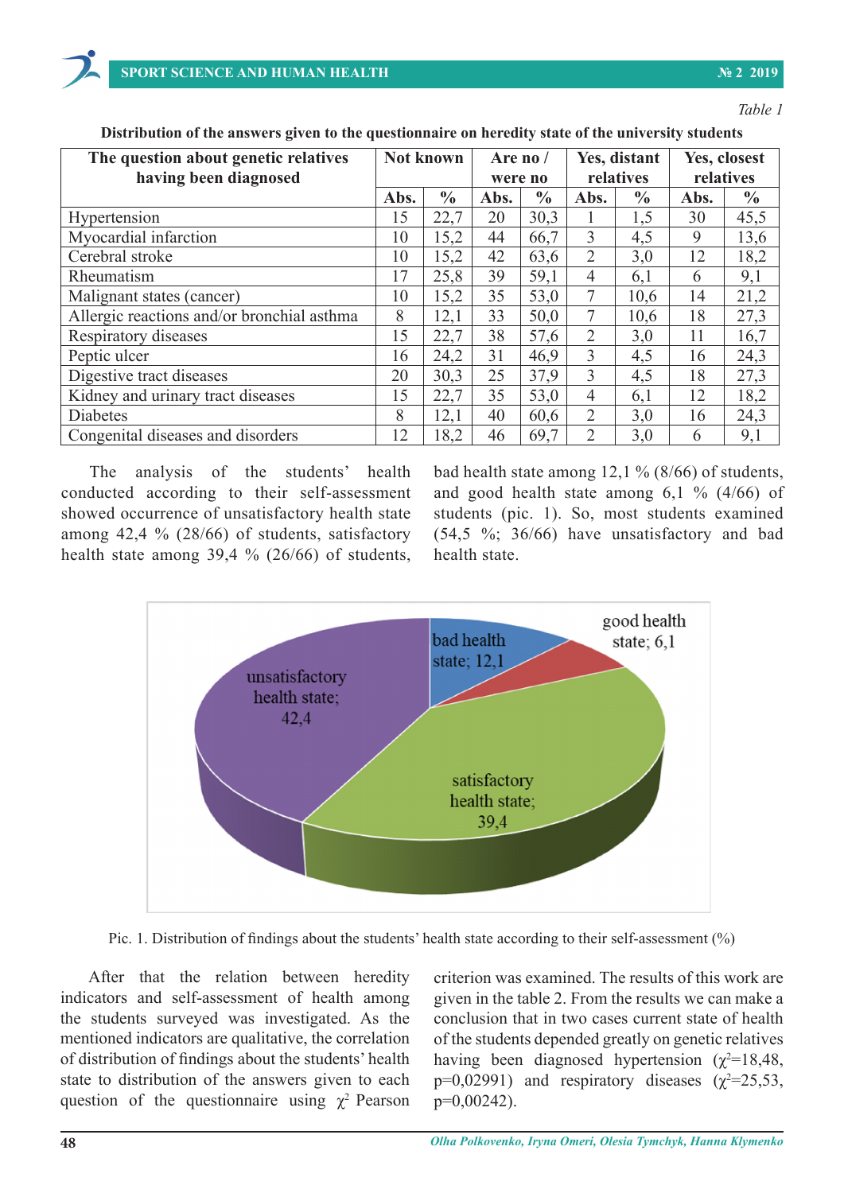*Table 1*

**Distribution of the answers given to the questionnaire on heredity state of the university students**

| The question about genetic relatives having been diagnosed | Not known | | Are no / were no | | Yes, distant relatives | | Yes, closest relatives | |
|---|---|---|---|---|---|---|---|---|
| | Abs. | % | Abs. | % | Abs. | % | Abs. | % |
| Hypertension | 15 | 22,7 | 20 | 30,3 | 1 | 1,5 | 30 | 45,5 |
| Myocardial infarction | 10 | 15,2 | 44 | 66,7 | 3 | 4,5 | 9 | 13,6 |
| Cerebral stroke | 10 | 15,2 | 42 | 63,6 | 2 | 3,0 | 12 | 18,2 |
| Rheumatism | 17 | 25,8 | 39 | 59,1 | 4 | 6,1 | 6 | 9,1 |
| Malignant states (cancer) | 10 | 15,2 | 35 | 53,0 | 7 | 10,6 | 14 | 21,2 |
| Allergic reactions and/or bronchial asthma | 8 | 12,1 | 33 | 50,0 | 7 | 10,6 | 18 | 27,3 |
| Respiratory diseases | 15 | 22,7 | 38 | 57,6 | 2 | 3,0 | 11 | 16,7 |
| Peptic ulcer | 16 | 24,2 | 31 | 46,9 | 3 | 4,5 | 16 | 24,3 |
| Digestive tract diseases | 20 | 30,3 | 25 | 37,9 | 3 | 4,5 | 18 | 27,3 |
| Kidney and urinary tract diseases | 15 | 22,7 | 35 | 53,0 | 4 | 6,1 | 12 | 18,2 |
| Diabetes | 8 | 12,1 | 40 | 60,6 | 2 | 3,0 | 16 | 24,3 |
| Congenital diseases and disorders | 12 | 18,2 | 46 | 69,7 | 2 | 3,0 | 6 | 9,1 |

The analysis of the students' health conducted according to their self-assessment showed occurrence of unsatisfactory health state among 42,4 % (28/66) of students, satisfactory health state among 39,4 % (26/66) of students, bad health state among 12,1 % (8/66) of students, and good health state among 6,1 % (4/66) of students (pic. 1). So, most students examined (54,5 %; 36/66) have unsatisfactory and bad health state.

Pic. 1. Distribution of findings about the students' health state according to their self-assessment (%)

After that the relation between heredity indicators and self-assessment of health among the students surveyed was investigated. As the mentioned indicators are qualitative, the correlation of distribution of findings about the students' health state to distribution of the answers given to each question of the questionnaire using $\chi^2$ Pearson criterion was examined. The results of this work are given in the table 2. From the results we can make a conclusion that in two cases current state of health of the students depended greatly on genetic relatives having been diagnosed hypertension ($\chi^2$=18,48, p=0,02991) and respiratory diseases ($\chi^2$=25,53, p=0,00242).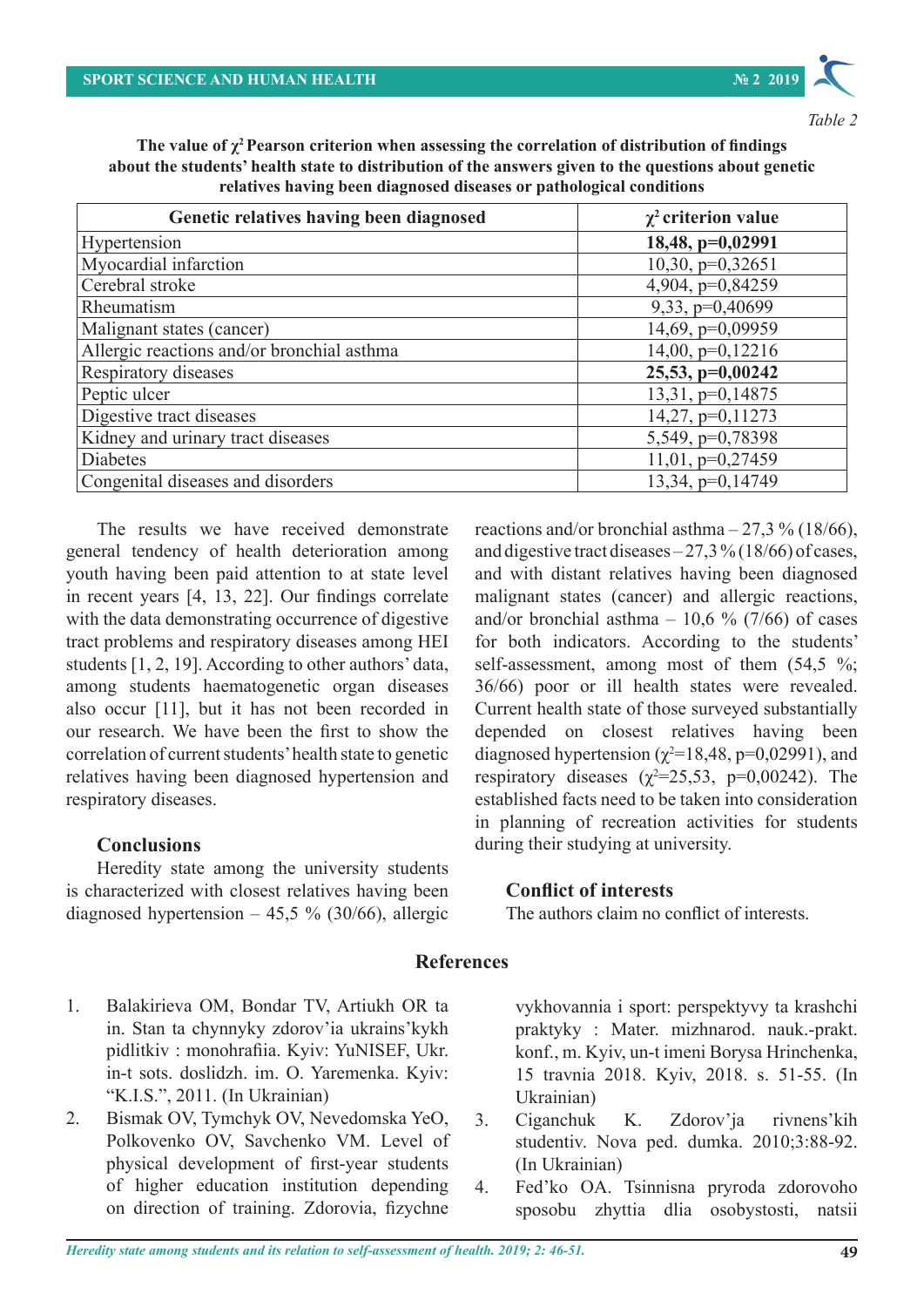*Table 2*

**The value of $\chi^2$ Pearson criterion when assessing the correlation of distribution of findings about the students' health state to distribution of the answers given to the questions about genetic relatives having been diagnosed diseases or pathological conditions**

| Genetic relatives having been diagnosed | $\chi^2$ criterion value |
|---|---|
| Hypertension | **18,48, p=0,02991** |
| Myocardial infarction | 10,30, p=0,32651 |
| Cerebral stroke | 4,904, p=0,84259 |
| Rheumatism | 9,33, p=0,40699 |
| Malignant states (cancer) | 14,69, p=0,09959 |
| Allergic reactions and/or bronchial asthma | 14,00, p=0,12216 |
| Respiratory diseases | **25,53, p=0,00242** |
| Peptic ulcer | 13,31, p=0,14875 |
| Digestive tract diseases | 14,27, p=0,11273 |
| Kidney and urinary tract diseases | 5,549, p=0,78398 |
| Diabetes | 11,01, p=0,27459 |
| Congenital diseases and disorders | 13,34, p=0,14749 |

The results we have received demonstrate general tendency of health deterioration among youth having been paid attention to at state level in recent years [4, 13, 22]. Our findings correlate with the data demonstrating occurrence of digestive tract problems and respiratory diseases among HEI students [1, 2, 19]. According to other authors' data, among students haematogenetic organ diseases also occur [11], but it has not been recorded in our research. We have been the first to show the correlation of current students' health state to genetic relatives having been diagnosed hypertension and respiratory diseases.

## Conclusions

Heredity state among the university students is characterized with closest relatives having been diagnosed hypertension – 45,5 % (30/66), allergic reactions and/or bronchial asthma – 27,3 % (18/66), and digestive tract diseases – 27,3 % (18/66) of cases, and with distant relatives having been diagnosed malignant states (cancer) and allergic reactions, and/or bronchial asthma – 10,6 % (7/66) of cases for both indicators. According to the students' self-assessment, among most of them (54,5 %; 36/66) poor or ill health states were revealed. Current health state of those surveyed substantially depended on closest relatives having been diagnosed hypertension ($\chi^2$=18,48, p=0,02991), and respiratory diseases ($\chi^2$=25,53, p=0,00242). The established facts need to be taken into consideration in planning of recreation activities for students during their studying at university.

## Conflict of interests

The authors claim no conflict of interests.

## References

1. Balakirieva OM, Bondar TV, Artiukh OR ta in. Stan ta chynnyky zdorov'ia ukrains'kykh pidlitkiv : monohrafiia. Kyiv: YuNISEF, Ukr. in-t sots. doslidzh. im. O. Yaremenka. Kyiv: "K.I.S.", 2011. (In Ukrainian)
2. Bismak OV, Tymchyk OV, Nevedomska YeO, Polkovenko OV, Savchenko VM. Level of physical development of first-year students of higher education institution depending on direction of training. Zdorovia, fizychne vykhovannia i sport: perspektyvy ta krashchi praktyky : Mater. mizhnarod. nauk.-prakt. konf., m. Kyiv, un-t imeni Borysa Hrinchenka, 15 travnia 2018. Kyiv, 2018. s. 51-55. (In Ukrainian)
3. Ciganchuk K. Zdorov'ja rivnens'kih studentiv. Nova ped. dumka. 2010;3:88-92. (In Ukrainian)
4. Fed'ko OA. Tsinnisna pryroda zdorovoho sposobu zhyttia dlia osobystosti, natsii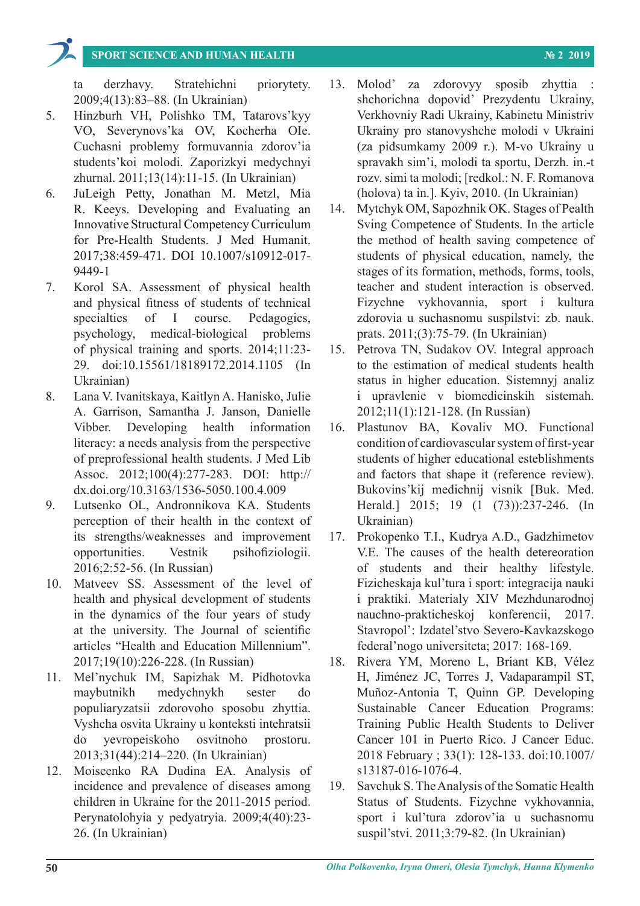ta derzhavy. Stratehichni priorytety. 2009;4(13):83–88. (In Ukrainian)

5. Hinzburh VH, Polishko TM, Tatarovs'kyy VO, Severynovs'ka OV, Kocherha OIe. Cuchasni problemy formuvannia zdorov'ia students'koi molodi. Zaporizkyi medychnyi zhurnal. 2011;13(14):11-15. (In Ukrainian)
6. JuLeigh Petty, Jonathan M. Metzl, Mia R. Keeys. Developing and Evaluating an Innovative Structural Competency Curriculum for Pre-Health Students. J Med Humanit. 2017;38:459-471. DOI 10.1007/s10912-017-9449-1
7. Korol SA. Assessment of physical health and physical fitness of students of technical specialties of I course. Pedagogics, psychology, medical-biological problems of physical training and sports. 2014;11:23-29. doi:10.15561/18189172.2014.1105 (In Ukrainian)
8. Lana V. Ivanitskaya, Kaitlyn A. Hanisko, Julie A. Garrison, Samantha J. Janson, Danielle Vibber. Developing health information literacy: a needs analysis from the perspective of preprofessional health students. J Med Lib Assoc. 2012;100(4):277-283. DOI: http://dx.doi.org/10.3163/1536-5050.100.4.009
9. Lutsenko OL, Andronnikova KA. Students perception of their health in the context of its strengths/weaknesses and improvement opportunities. Vestnik psihofiziologii. 2016;2:52-56. (In Russian)
10. Matveev SS. Assessment of the level of health and physical development of students in the dynamics of the four years of study at the university. The Journal of scientific articles "Health and Education Millennium". 2017;19(10):226-228. (In Russian)
11. Mel'nychuk IM, Sapizhak M. Pidhotovka maybutnikh medychnykh sester do populiaryzatsii zdorovoho sposobu zhyttia. Vyshcha osvita Ukrainy u konteksti intehratsii do yevropeiskoho osvitnoho prostoru. 2013;31(44):214–220. (In Ukrainian)
12. Moiseenko RA Dudina EA. Analysis of incidence and prevalence of diseases among children in Ukraine for the 2011-2015 period. Perynatolohyia y pedyatryia. 2009;4(40):23-26. (In Ukrainian)
13. Molod' za zdorovyy sposib zhyttia : shchorichna dopovid' Prezydentu Ukrainy, Verkhovniy Radi Ukrainy, Kabinetu Ministriv Ukrainy pro stanovyshche molodi v Ukraini (za pidsumkamy 2009 r.). M-vo Ukrainy u spravakh sim'i, molodi ta sportu, Derzh. in.-t rozv. simi ta molodi; [redkol.: N. F. Romanova (holova) ta in.]. Kyiv, 2010. (In Ukrainian)
14. Mytchyk OM, Sapozhnik OK. Stages of Pealth Sving Competence of Students. In the article the method of health saving competence of students of physical education, namely, the stages of its formation, methods, forms, tools, teacher and student interaction is observed. Fizychne vykhovannia, sport i kultura zdorovia u suchasnomu suspilstvi: zb. nauk. prats. 2011;(3):75-79. (In Ukrainian)
15. Petrova TN, Sudakov OV. Integral approach to the estimation of medical students health status in higher education. Sistemnyj analiz i upravlenie v biomedicinskih sistemah. 2012;11(1):121-128. (In Russian)
16. Plastunov BA, Kovaliv MO. Functional condition of cardiovascular system of first-year students of higher educational esteblishments and factors that shape it (reference review). Bukovins'kij medichnij visnik [Buk. Med. Herald.] 2015; 19 (1 (73)):237-246. (In Ukrainian)
17. Prokopenko T.I., Kudrya A.D., Gadzhimetov V.E. The causes of the health detereoration of students and their healthy lifestyle. Fizicheskaja kul'tura i sport: integracija nauki i praktiki. Materialy XIV Mezhdunarodnoj nauchno-prakticheskoj konferencii, 2017. Stavropol': Izdatel'stvo Severo-Kavkazskogo federal'nogo universiteta; 2017: 168-169.
18. Rivera YM, Moreno L, Briant KB, Vélez H, Jiménez JC, Torres J, Vadaparampil ST, Muñoz-Antonia T, Quinn GP. Developing Sustainable Cancer Education Programs: Training Public Health Students to Deliver Cancer 101 in Puerto Rico. J Cancer Educ. 2018 February ; 33(1): 128-133. doi:10.1007/s13187-016-1076-4.
19. Savchuk S. The Analysis of the Somatic Health Status of Students. Fizychne vykhovannia, sport i kul'tura zdorov'ia u suchasnomu suspil'stvi. 2011;3:79-82. (In Ukrainian)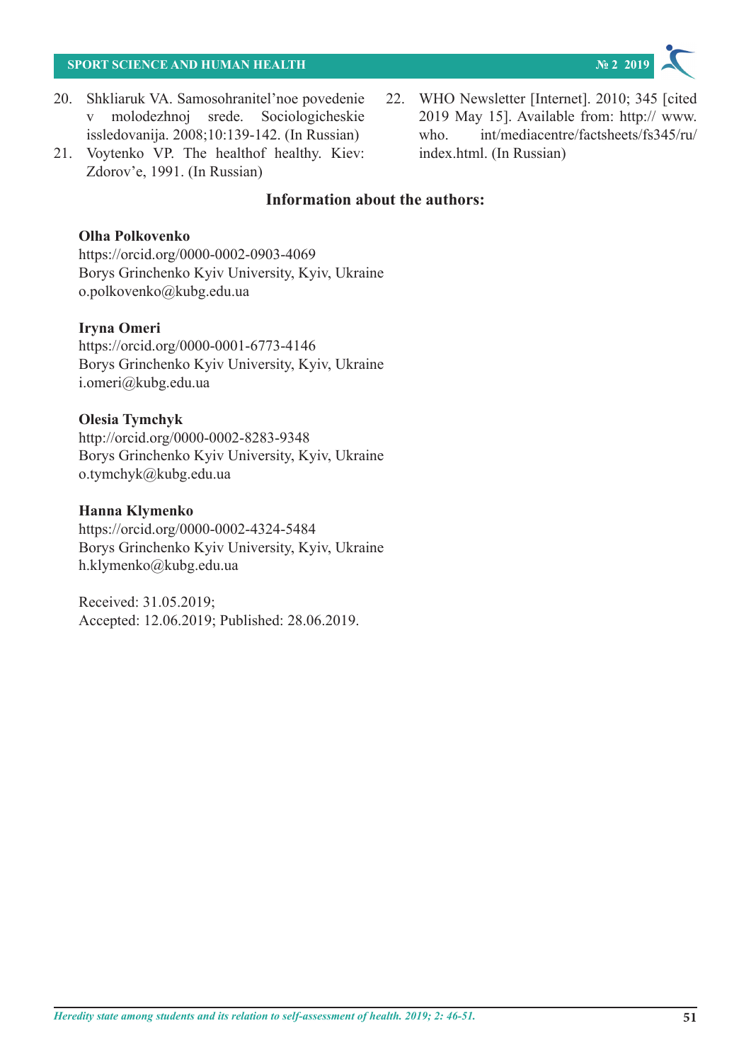20. Shkliaruk VA. Samosohranitel'noe povedenie v molodezhnoj srede. Sociologicheskie issledovanija. 2008;10:139-142. (In Russian)
21. Voytenko VP. The healthof healthy. Kiev: Zdorov'e, 1991. (In Russian)
22. WHO Newsletter [Internet]. 2010; 345 [cited 2019 May 15]. Available from: http:// www.who. int/mediacentre/factsheets/fs345/ru/index.html. (In Russian)

## Information about the authors:

**Olha Polkovenko**
https://orcid.org/0000-0002-0903-4069
Borys Grinchenko Kyiv University, Kyiv, Ukraine
o.polkovenko@kubg.edu.ua

**Iryna Omeri**
https://orcid.org/0000-0001-6773-4146
Borys Grinchenko Kyiv University, Kyiv, Ukraine
i.omeri@kubg.edu.ua

**Olesia Tymchyk**
http://orcid.org/0000-0002-8283-9348
Borys Grinchenko Kyiv University, Kyiv, Ukraine
o.tymchyk@kubg.edu.ua

**Hanna Klymenko**
https://orcid.org/0000-0002-4324-5484
Borys Grinchenko Kyiv University, Kyiv, Ukraine
h.klymenko@kubg.edu.ua

Received: 31.05.2019;
Accepted: 12.06.2019; Published: 28.06.2019.